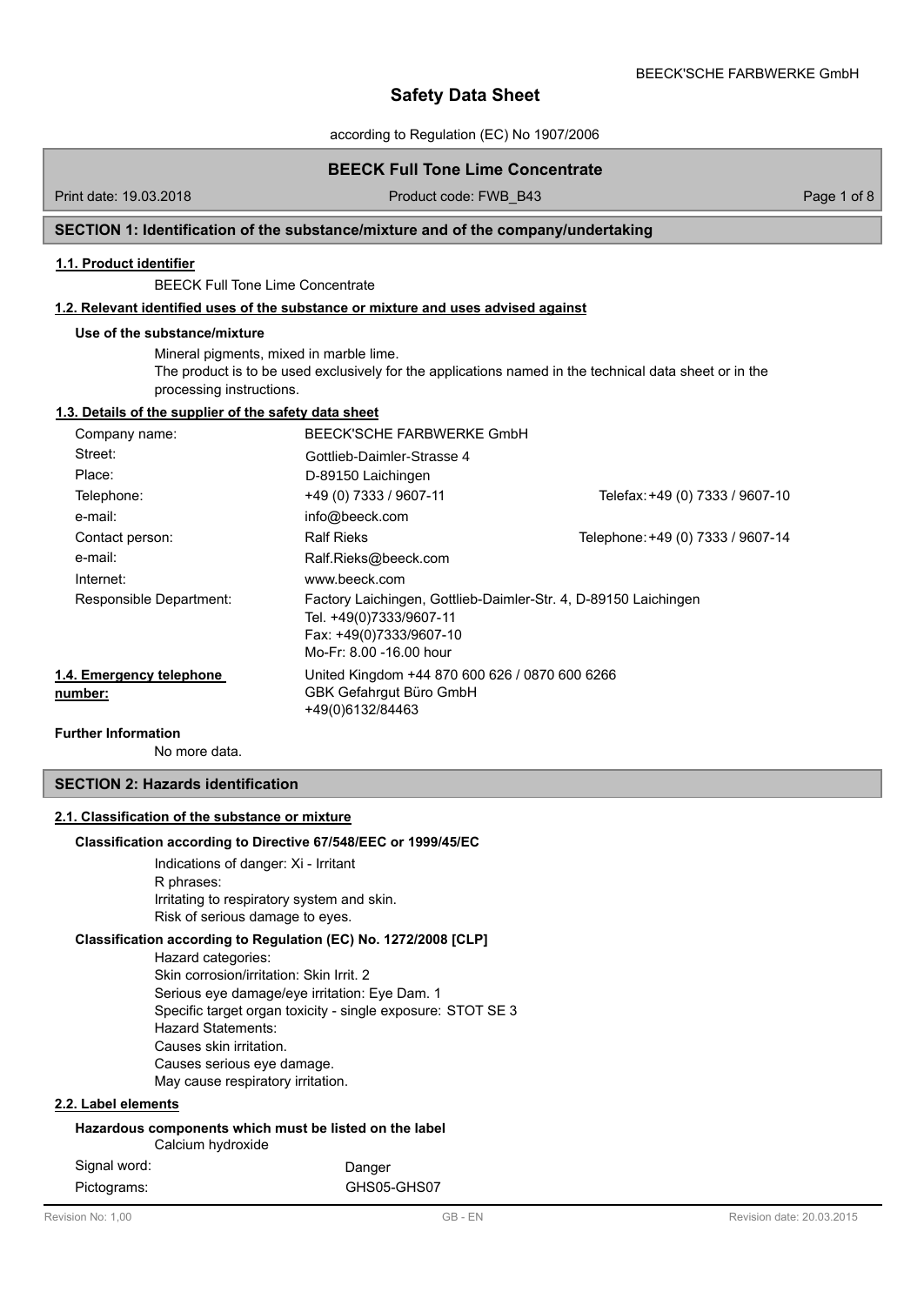# Safety Data Sheet

according to Regulation (EC) No 1907/2006

## BEECK Full Tone Lime Concentrate

Print date: 19.03.2018 | Product code: FWB_B43

## SECTION 1: Identification of the substance/mixture and of the company/undertaking

### 1.1. Product identifier

BEECK Full Tone Lime Concentrate

### 1.2. Relevant identified uses of the substance or mixture and uses advised against

**Use of the substance/mixture**

Mineral pigments, mixed in marble lime.
The product is to be used exclusively for the applications named in the technical data sheet or in the processing instructions.

### 1.3. Details of the supplier of the safety data sheet

| | | |
|---|---|---|
| Company name: | BEECK'SCHE FARBWERKE GmbH | |
| Street: | Gottlieb-Daimler-Strasse 4 | |
| Place: | D-89150 Laichingen | |
| Telephone: | +49 (0) 7333 / 9607-11 | Telefax: +49 (0) 7333 / 9607-10 |
| e-mail: | info@beeck.com | |
| Contact person: | Ralf Rieks | Telephone: +49 (0) 7333 / 9607-14 |
| e-mail: | Ralf.Rieks@beeck.com | |
| Internet: | www.beeck.com | |
| Responsible Department: | Factory Laichingen, Gottlieb-Daimler-Str. 4, D-89150 Laichingen<br>Tel. +49(0)7333/9607-11<br>Fax: +49(0)7333/9607-10<br>Mo-Fr: 8.00 -16.00 hour | |

**1.4. Emergency telephone number:** United Kingdom +44 870 600 626 / 0870 600 6266
GBK Gefahrgut Büro GmbH
+49(0)6132/84463

**Further Information**

No more data.

## SECTION 2: Hazards identification

### 2.1. Classification of the substance or mixture

**Classification according to Directive 67/548/EEC or 1999/45/EC**

Indications of danger: Xi - Irritant
R phrases:
Irritating to respiratory system and skin.
Risk of serious damage to eyes.

**Classification according to Regulation (EC) No. 1272/2008 [CLP]**

Hazard categories:
Skin corrosion/irritation: Skin Irrit. 2
Serious eye damage/eye irritation: Eye Dam. 1
Specific target organ toxicity - single exposure: STOT SE 3
Hazard Statements:
Causes skin irritation.
Causes serious eye damage.
May cause respiratory irritation.

### 2.2. Label elements

**Hazardous components which must be listed on the label**

Calcium hydroxide

Signal word: Danger

Pictograms: GHS05-GHS07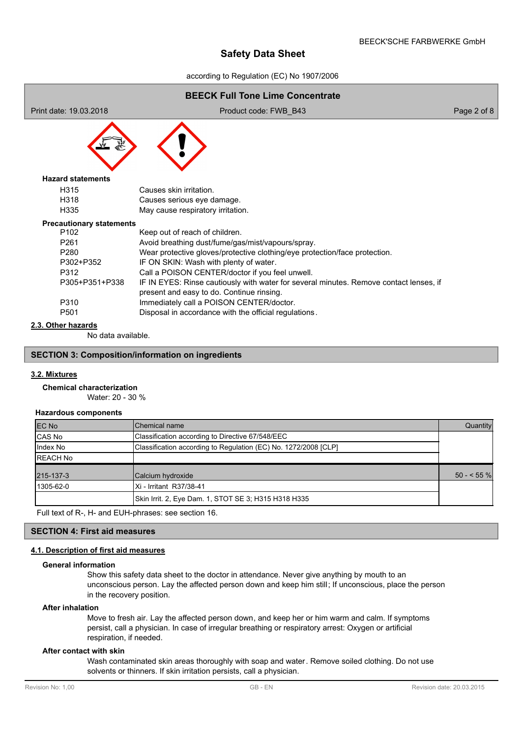**Hazard statements**

| | |
|---|---|
| H315 | Causes skin irritation. |
| H318 | Causes serious eye damage. |
| H335 | May cause respiratory irritation. |

**Precautionary statements**

| | |
|---|---|
| P102 | Keep out of reach of children. |
| P261 | Avoid breathing dust/fume/gas/mist/vapours/spray. |
| P280 | Wear protective gloves/protective clothing/eye protection/face protection. |
| P302+P352 | IF ON SKIN: Wash with plenty of water. |
| P312 | Call a POISON CENTER/doctor if you feel unwell. |
| P305+P351+P338 | IF IN EYES: Rinse cautiously with water for several minutes. Remove contact lenses, if present and easy to do. Continue rinsing. |
| P310 | Immediately call a POISON CENTER/doctor. |
| P501 | Disposal in accordance with the official regulations. |

### 2.3. Other hazards

No data available.

## SECTION 3: Composition/information on ingredients

### 3.2. Mixtures

**Chemical characterization**

Water: 20 - 30 %

**Hazardous components**

| EC No | Chemical name | Quantity |
|---|---|---|
| CAS No | Classification according to Directive 67/548/EEC | |
| Index No | Classification according to Regulation (EC) No. 1272/2008 [CLP] | |
| REACH No | | |
| 215-137-3 | Calcium hydroxide | 50 - < 55 % |
| 1305-62-0 | Xi - Irritant R37/38-41 | |
| | Skin Irrit. 2, Eye Dam. 1, STOT SE 3; H315 H318 H335 | |

Full text of R-, H- and EUH-phrases: see section 16.

## SECTION 4: First aid measures

### 4.1. Description of first aid measures

**General information**

Show this safety data sheet to the doctor in attendance. Never give anything by mouth to an unconscious person. Lay the affected person down and keep him still; If unconscious, place the person in the recovery position.

**After inhalation**

Move to fresh air. Lay the affected person down, and keep her or him warm and calm. If symptoms persist, call a physician. In case of irregular breathing or respiratory arrest: Oxygen or artificial respiration, if needed.

**After contact with skin**

Wash contaminated skin areas thoroughly with soap and water. Remove soiled clothing. Do not use solvents or thinners. If skin irritation persists, call a physician.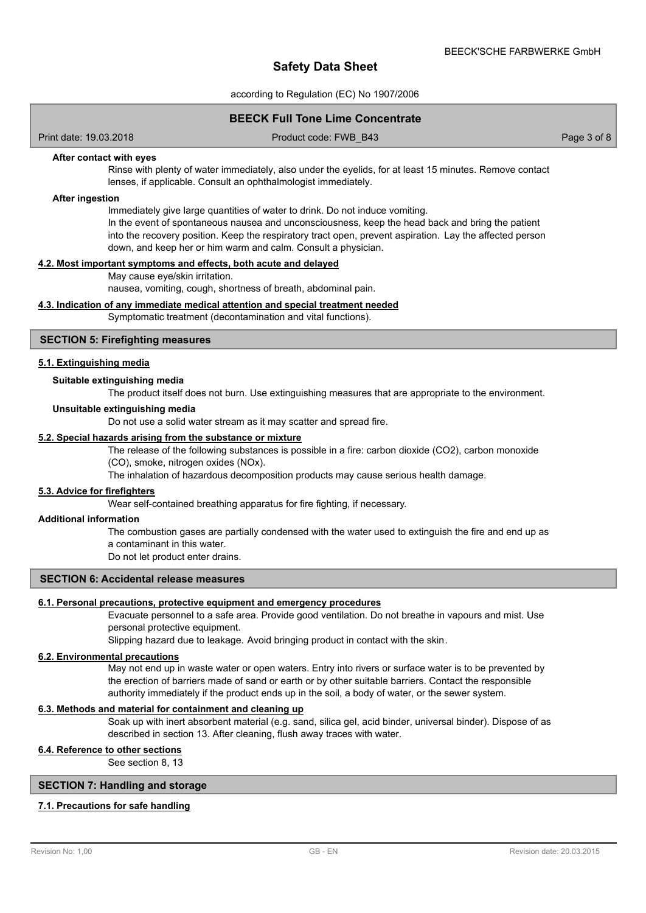**After contact with eyes**

Rinse with plenty of water immediately, also under the eyelids, for at least 15 minutes. Remove contact lenses, if applicable. Consult an ophthalmologist immediately.

**After ingestion**

Immediately give large quantities of water to drink. Do not induce vomiting.
In the event of spontaneous nausea and unconsciousness, keep the head back and bring the patient into the recovery position. Keep the respiratory tract open, prevent aspiration. Lay the affected person down, and keep her or him warm and calm. Consult a physician.

### 4.2. Most important symptoms and effects, both acute and delayed

May cause eye/skin irritation.
nausea, vomiting, cough, shortness of breath, abdominal pain.

### 4.3. Indication of any immediate medical attention and special treatment needed

Symptomatic treatment (decontamination and vital functions).

## SECTION 5: Firefighting measures

### 5.1. Extinguishing media

**Suitable extinguishing media**

The product itself does not burn. Use extinguishing measures that are appropriate to the environment.

**Unsuitable extinguishing media**

Do not use a solid water stream as it may scatter and spread fire.

### 5.2. Special hazards arising from the substance or mixture

The release of the following substances is possible in a fire: carbon dioxide ($CO_2$), carbon monoxide (CO), smoke, nitrogen oxides ($NO_x$).
The inhalation of hazardous decomposition products may cause serious health damage.

### 5.3. Advice for firefighters

Wear self-contained breathing apparatus for fire fighting, if necessary.

**Additional information**

The combustion gases are partially condensed with the water used to extinguish the fire and end up as a contaminant in this water.
Do not let product enter drains.

## SECTION 6: Accidental release measures

### 6.1. Personal precautions, protective equipment and emergency procedures

Evacuate personnel to a safe area. Provide good ventilation. Do not breathe in vapours and mist. Use personal protective equipment.
Slipping hazard due to leakage. Avoid bringing product in contact with the skin.

### 6.2. Environmental precautions

May not end up in waste water or open waters. Entry into rivers or surface water is to be prevented by the erection of barriers made of sand or earth or by other suitable barriers. Contact the responsible authority immediately if the product ends up in the soil, a body of water, or the sewer system.

### 6.3. Methods and material for containment and cleaning up

Soak up with inert absorbent material (e.g. sand, silica gel, acid binder, universal binder). Dispose of as described in section 13. After cleaning, flush away traces with water.

### 6.4. Reference to other sections

See section 8, 13

## SECTION 7: Handling and storage

### 7.1. Precautions for safe handling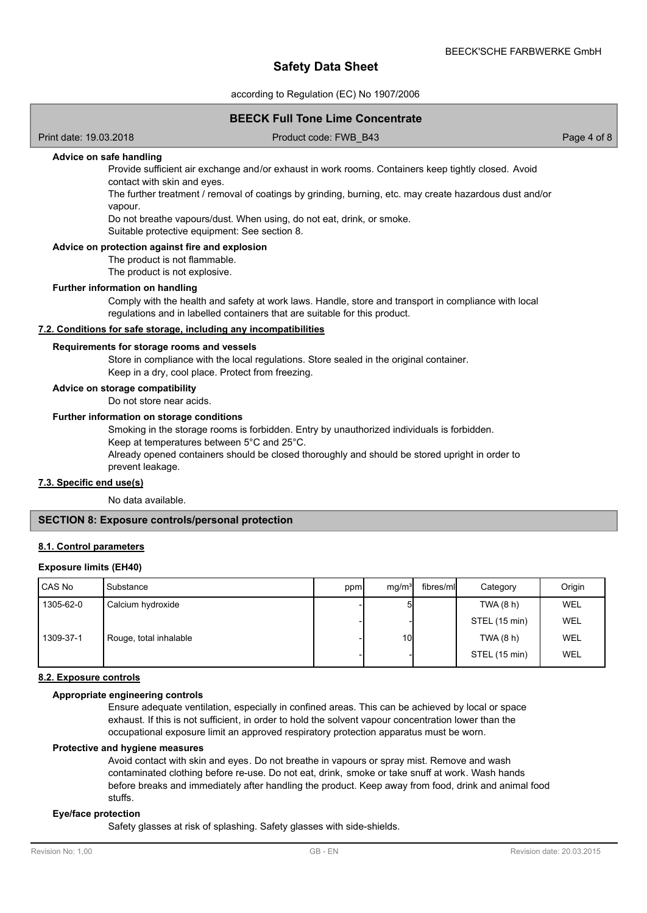#### Advice on safe handling

Provide sufficient air exchange and/or exhaust in work rooms. Containers keep tightly closed. Avoid contact with skin and eyes.

The further treatment / removal of coatings by grinding, burning, etc. may create hazardous dust and/or vapour.

Do not breathe vapours/dust. When using, do not eat, drink, or smoke.

Suitable protective equipment: See section 8.

#### Advice on protection against fire and explosion

The product is not flammable.

The product is not explosive.

#### Further information on handling

Comply with the health and safety at work laws. Handle, store and transport in compliance with local regulations and in labelled containers that are suitable for this product.

### 7.2. Conditions for safe storage, including any incompatibilities

#### Requirements for storage rooms and vessels

Store in compliance with the local regulations. Store sealed in the original container.

Keep in a dry, cool place. Protect from freezing.

#### Advice on storage compatibility

Do not store near acids.

#### Further information on storage conditions

Smoking in the storage rooms is forbidden. Entry by unauthorized individuals is forbidden.

Keep at temperatures between 5°C and 25°C.

Already opened containers should be closed thoroughly and should be stored upright in order to prevent leakage.

### 7.3. Specific end use(s)

No data available.

## SECTION 8: Exposure controls/personal protection

### 8.1. Control parameters

#### Exposure limits (EH40)

| CAS No | Substance | ppm | mg/m³ | fibres/ml | Category | Origin |
|---|---|---|---|---|---|---|
| 1305-62-0 | Calcium hydroxide | - | 5 | | TWA (8 h) | WEL |
| | | - | - | | STEL (15 min) | WEL |
| 1309-37-1 | Rouge, total inhalable | - | 10 | | TWA (8 h) | WEL |
| | | - | - | | STEL (15 min) | WEL |

### 8.2. Exposure controls

#### Appropriate engineering controls

Ensure adequate ventilation, especially in confined areas. This can be achieved by local or space exhaust. If this is not sufficient, in order to hold the solvent vapour concentration lower than the occupational exposure limit an approved respiratory protection apparatus must be worn.

#### Protective and hygiene measures

Avoid contact with skin and eyes. Do not breathe in vapours or spray mist. Remove and wash contaminated clothing before re-use. Do not eat, drink, smoke or take snuff at work. Wash hands before breaks and immediately after handling the product. Keep away from food, drink and animal food stuffs.

#### Eye/face protection

Safety glasses at risk of splashing. Safety glasses with side-shields.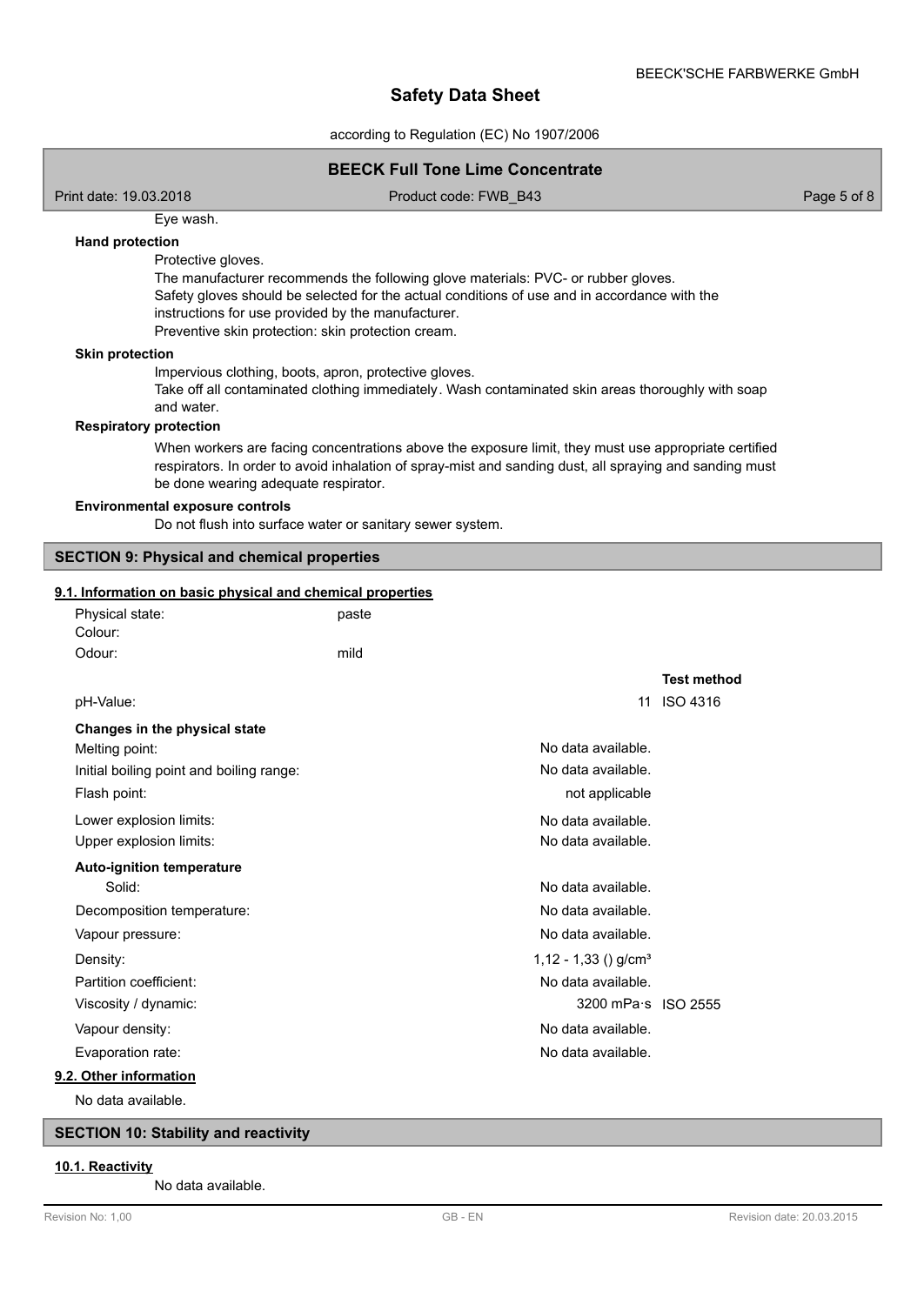Eye wash.

**Hand protection**

Protective gloves.
The manufacturer recommends the following glove materials: PVC- or rubber gloves.
Safety gloves should be selected for the actual conditions of use and in accordance with the instructions for use provided by the manufacturer.
Preventive skin protection: skin protection cream.

**Skin protection**

Impervious clothing, boots, apron, protective gloves.
Take off all contaminated clothing immediately. Wash contaminated skin areas thoroughly with soap and water.

**Respiratory protection**

When workers are facing concentrations above the exposure limit, they must use appropriate certified respirators. In order to avoid inhalation of spray-mist and sanding dust, all spraying and sanding must be done wearing adequate respirator.

**Environmental exposure controls**

Do not flush into surface water or sanitary sewer system.

## SECTION 9: Physical and chemical properties

### 9.1. Information on basic physical and chemical properties

| | | Test method |
|---|---|---|
| Physical state: | paste | |
| Colour: | | |
| Odour: | mild | |
| pH-Value: | 11 | ISO 4316 |
| **Changes in the physical state** | | |
| Melting point: | No data available. | |
| Initial boiling point and boiling range: | No data available. | |
| Flash point: | not applicable | |
| Lower explosion limits: | No data available. | |
| Upper explosion limits: | No data available. | |
| **Auto-ignition temperature** | | |
| Solid: | No data available. | |
| Decomposition temperature: | No data available. | |
| Vapour pressure: | No data available. | |
| Density: | 1,12 - 1,33 () g/cm³ | |
| Partition coefficient: | No data available. | |
| Viscosity / dynamic: | 3200 mPa·s | ISO 2555 |
| Vapour density: | No data available. | |
| Evaporation rate: | No data available. | |

### 9.2. Other information

No data available.

## SECTION 10: Stability and reactivity

### 10.1. Reactivity

No data available.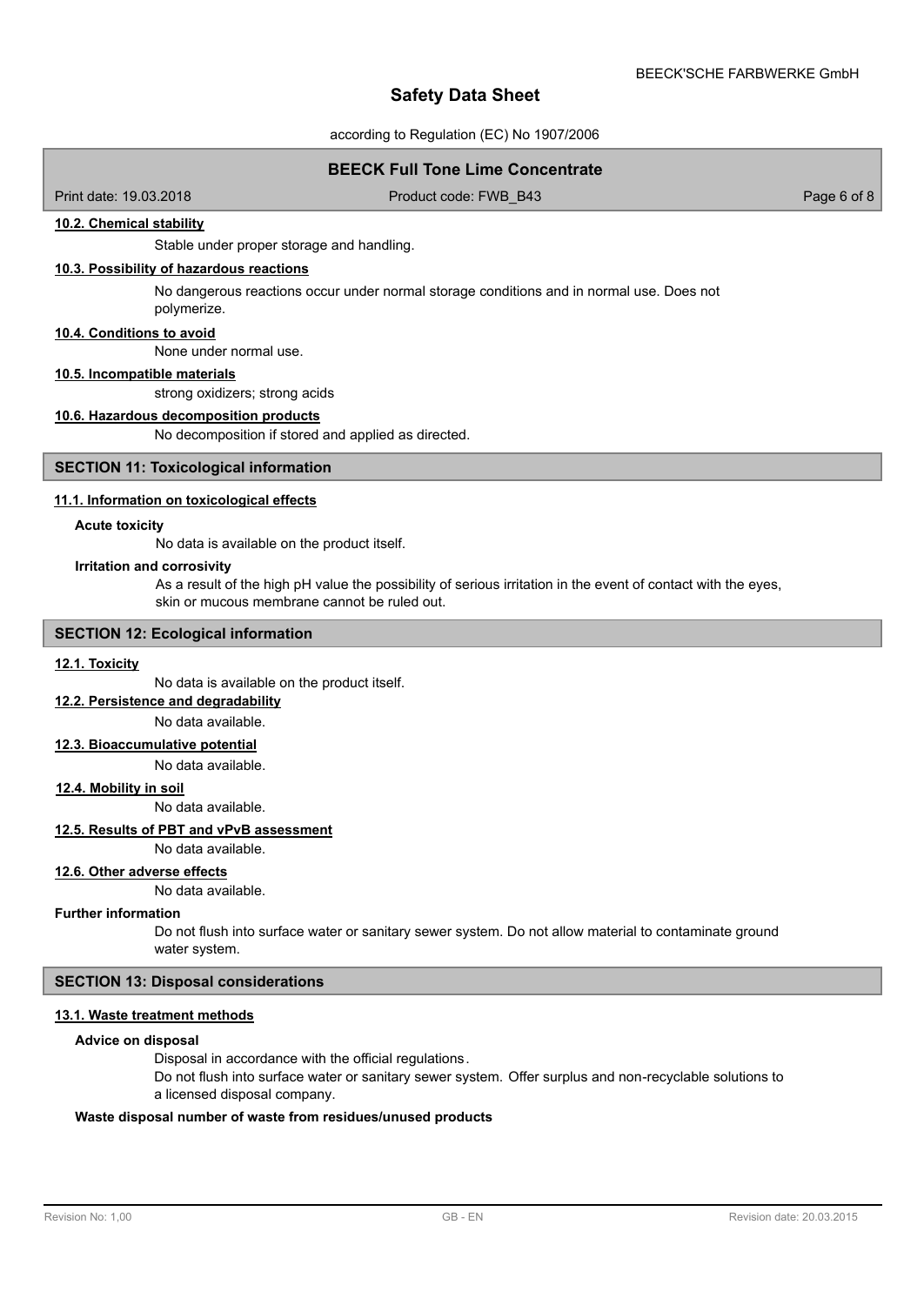#### 10.2. Chemical stability

Stable under proper storage and handling.

#### 10.3. Possibility of hazardous reactions

No dangerous reactions occur under normal storage conditions and in normal use. Does not polymerize.

#### 10.4. Conditions to avoid

None under normal use.

#### 10.5. Incompatible materials

strong oxidizers; strong acids

#### 10.6. Hazardous decomposition products

No decomposition if stored and applied as directed.

## SECTION 11: Toxicological information

#### 11.1. Information on toxicological effects

**Acute toxicity**

No data is available on the product itself.

**Irritation and corrosivity**

As a result of the high pH value the possibility of serious irritation in the event of contact with the eyes, skin or mucous membrane cannot be ruled out.

## SECTION 12: Ecological information

#### 12.1. Toxicity

No data is available on the product itself.

#### 12.2. Persistence and degradability

No data available.

#### 12.3. Bioaccumulative potential

No data available.

#### 12.4. Mobility in soil

No data available.

#### 12.5. Results of PBT and vPvB assessment

No data available.

#### 12.6. Other adverse effects

No data available.

**Further information**

Do not flush into surface water or sanitary sewer system. Do not allow material to contaminate ground water system.

## SECTION 13: Disposal considerations

#### 13.1. Waste treatment methods

**Advice on disposal**

Disposal in accordance with the official regulations.
Do not flush into surface water or sanitary sewer system. Offer surplus and non-recyclable solutions to a licensed disposal company.

**Waste disposal number of waste from residues/unused products**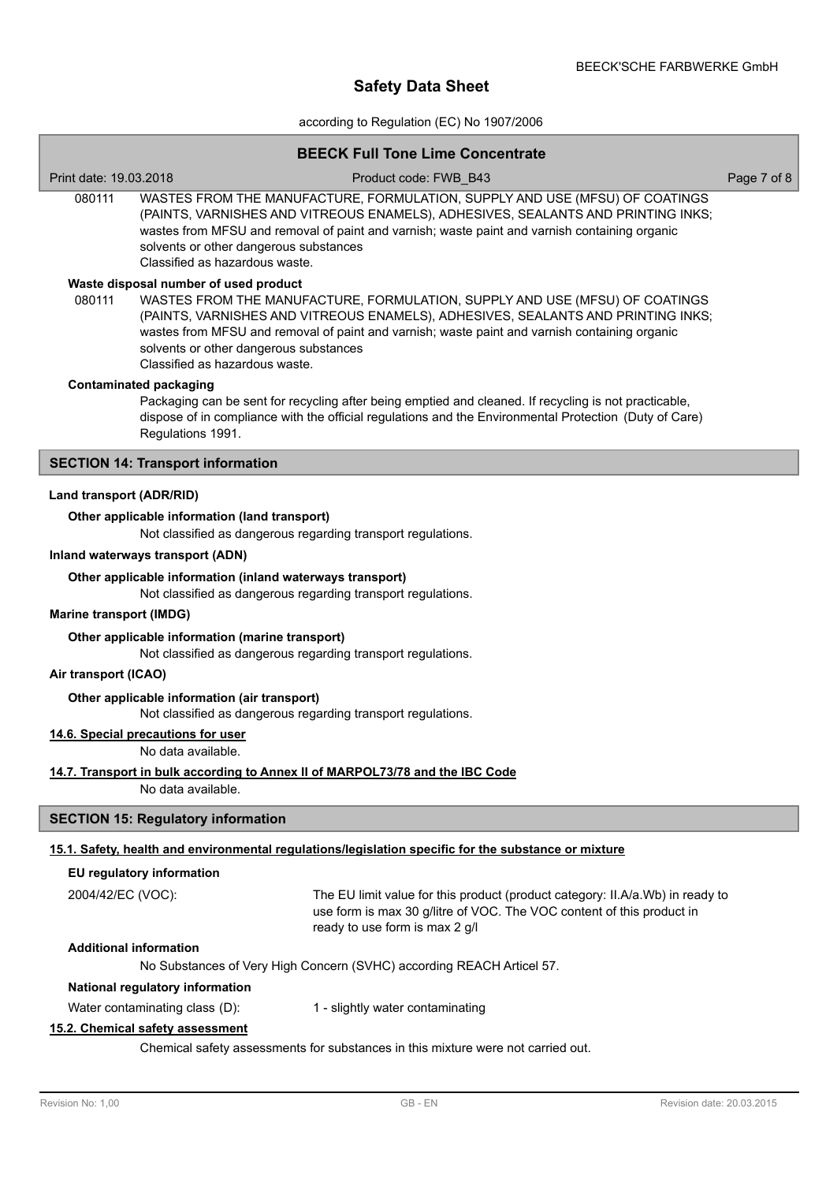080111 WASTES FROM THE MANUFACTURE, FORMULATION, SUPPLY AND USE (MFSU) OF COATINGS (PAINTS, VARNISHES AND VITREOUS ENAMELS), ADHESIVES, SEALANTS AND PRINTING INKS; wastes from MFSU and removal of paint and varnish; waste paint and varnish containing organic solvents or other dangerous substances
Classified as hazardous waste.

**Waste disposal number of used product**

080111 WASTES FROM THE MANUFACTURE, FORMULATION, SUPPLY AND USE (MFSU) OF COATINGS (PAINTS, VARNISHES AND VITREOUS ENAMELS), ADHESIVES, SEALANTS AND PRINTING INKS; wastes from MFSU and removal of paint and varnish; waste paint and varnish containing organic solvents or other dangerous substances
Classified as hazardous waste.

**Contaminated packaging**

Packaging can be sent for recycling after being emptied and cleaned. If recycling is not practicable, dispose of in compliance with the official regulations and the Environmental Protection (Duty of Care) Regulations 1991.

## SECTION 14: Transport information

**Land transport (ADR/RID)**

**Other applicable information (land transport)**

Not classified as dangerous regarding transport regulations.

**Inland waterways transport (ADN)**

**Other applicable information (inland waterways transport)**

Not classified as dangerous regarding transport regulations.

**Marine transport (IMDG)**

**Other applicable information (marine transport)**

Not classified as dangerous regarding transport regulations.

**Air transport (ICAO)**

**Other applicable information (air transport)**

Not classified as dangerous regarding transport regulations.

**14.6. Special precautions for user**

No data available.

**14.7. Transport in bulk according to Annex II of MARPOL73/78 and the IBC Code**

No data available.

## SECTION 15: Regulatory information

**15.1. Safety, health and environmental regulations/legislation specific for the substance or mixture**

**EU regulatory information**

2004/42/EC (VOC): The EU limit value for this product (product category: II.A/a.Wb) in ready to use form is max 30 g/litre of VOC. The VOC content of this product in ready to use form is max 2 g/l

**Additional information**

No Substances of Very High Concern (SVHC) according REACH Articel 57.

**National regulatory information**

Water contaminating class (D): 1 - slightly water contaminating

**15.2. Chemical safety assessment**

Chemical safety assessments for substances in this mixture were not carried out.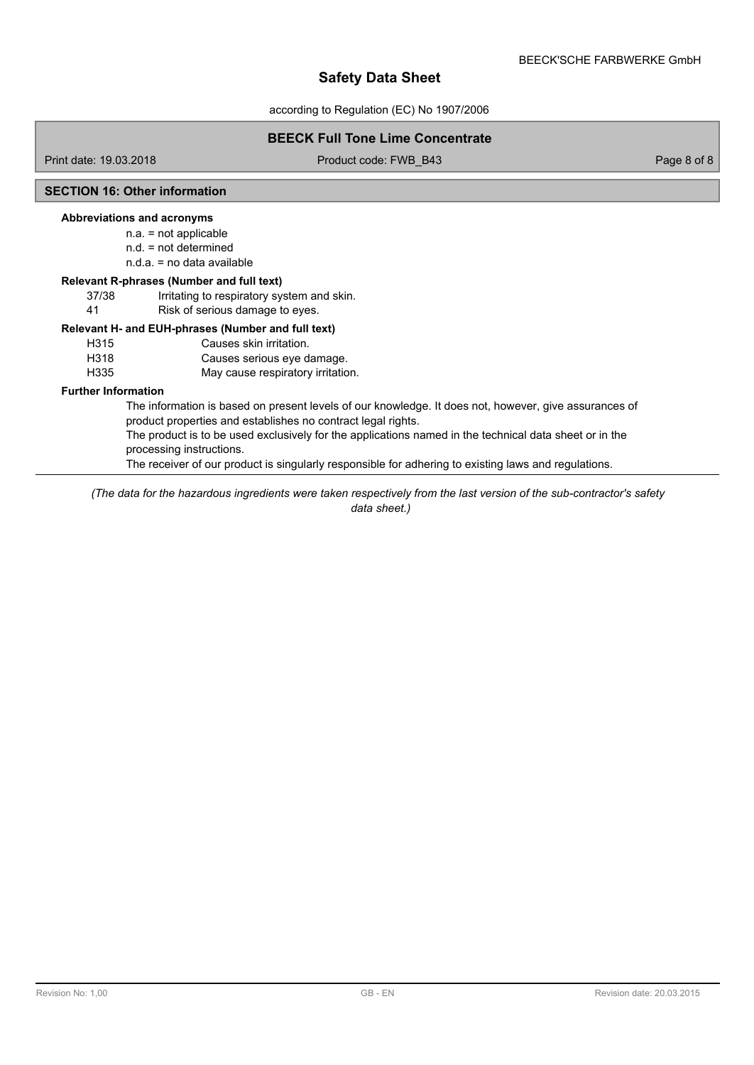## SECTION 16: Other information

**Abbreviations and acronyms**

n.a. = not applicable
n.d. = not determined
n.d.a. = no data available

**Relevant R-phrases (Number and full text)**

| | |
|---|---|
| 37/38 | Irritating to respiratory system and skin. |
| 41 | Risk of serious damage to eyes. |

**Relevant H- and EUH-phrases (Number and full text)**

| | |
|---|---|
| H315 | Causes skin irritation. |
| H318 | Causes serious eye damage. |
| H335 | May cause respiratory irritation. |

**Further Information**

The information is based on present levels of our knowledge. It does not, however, give assurances of product properties and establishes no contract legal rights.
The product is to be used exclusively for the applications named in the technical data sheet or in the processing instructions.
The receiver of our product is singularly responsible for adhering to existing laws and regulations.

---

*(The data for the hazardous ingredients were taken respectively from the last version of the sub-contractor's safety data sheet.)*